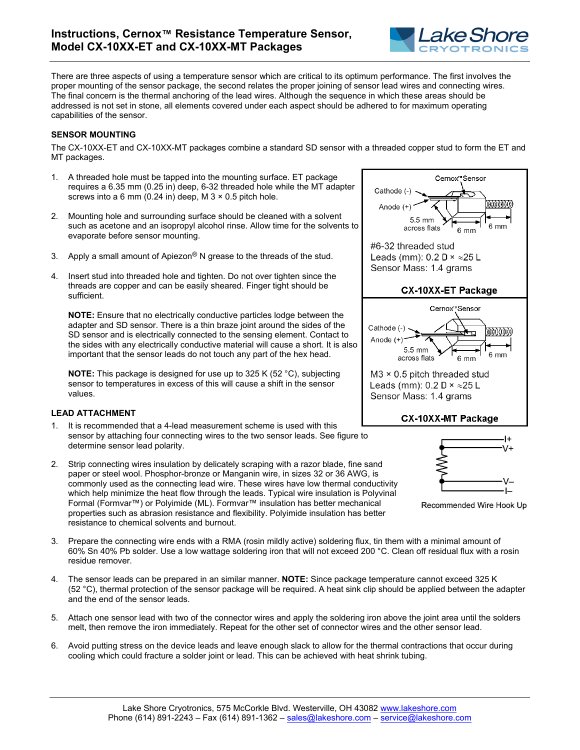# Instructions, Cernox™ Resistance Temperature Sensor, Model CX-10XX-ET and CX-10XX-MT Packages

There are three aspects of using a temperature sensor which are critical to its optimum performance. The first involves the proper mounting of the sensor package, the second relates the proper joining of sensor lead wires and connecting wires. The final concern is the thermal anchoring of the lead wires. Although the sequence in which these areas should be addressed is not set in stone, all elements covered under each aspect should be adhered to for maximum operating capabilities of the sensor.

## SENSOR MOUNTING

The CX-10XX-ET and CX-10XX-MT packages combine a standard SD sensor with a threaded copper stud to form the ET and MT packages.

1. A threaded hole must be tapped into the mounting surface. ET package requires a 6.35 mm (0.25 in) deep, 6-32 threaded hole while the MT adapter screws into a 6 mm (0.24 in) deep, M 3 × 0.5 pitch hole.

2. Mounting hole and surrounding surface should be cleaned with a solvent such as acetone and an isopropyl alcohol rinse. Allow time for the solvents to evaporate before sensor mounting.

3. Apply a small amount of Apiezon® N grease to the threads of the stud.

4. Insert stud into threaded hole and tighten. Do not over tighten since the threads are copper and can be easily sheared. Finger tight should be sufficient.

   **NOTE:** Ensure that no electrically conductive particles lodge between the adapter and SD sensor. There is a thin braze joint around the sides of the SD sensor and is electrically connected to the sensing element. Contact to the sides with any electrically conductive material will cause a short. It is also important that the sensor leads do not touch any part of the hex head.

   **NOTE:** This package is designed for use up to 325 K (52 °C), subjecting sensor to temperatures in excess of this will cause a shift in the sensor values.

Cernox™ Sensor
Cathode (-)
Anode (+)
5.5 mm across flats
6 mm
6 mm

#6-32 threaded stud
Leads (mm): 0.2 D × ≈25 L
Sensor Mass: 1.4 grams

**CX-10XX-ET Package**

Cernox™ Sensor
Cathode (-)
Anode (+)
5.5 mm across flats
6 mm
6 mm

M3 × 0.5 pitch threaded stud
Leads (mm): 0.2 D × ≈25 L
Sensor Mass: 1.4 grams

**CX-10XX-MT Package**

## LEAD ATTACHMENT

1. It is recommended that a 4-lead measurement scheme is used with this sensor by attaching four connecting wires to the two sensor leads. See figure to determine sensor lead polarity.

2. Strip connecting wires insulation by delicately scraping with a razor blade, fine sand paper or steel wool. Phosphor-bronze or Manganin wire, in sizes 32 or 36 AWG, is commonly used as the connecting lead wire. These wires have low thermal conductivity which help minimize the heat flow through the leads. Typical wire insulation is Polyvinal Formal (Formvar™) or Polyimide (ML). Formvar™ insulation has better mechanical properties such as abrasion resistance and flexibility. Polyimide insulation has better resistance to chemical solvents and burnout.

I+
V+
V–
I–

Recommended Wire Hook Up

3. Prepare the connecting wire ends with a RMA (rosin mildly active) soldering flux, tin them with a minimal amount of 60% Sn 40% Pb solder. Use a low wattage soldering iron that will not exceed 200 °C. Clean off residual flux with a rosin residue remover.

4. The sensor leads can be prepared in an similar manner. **NOTE:** Since package temperature cannot exceed 325 K (52 °C), thermal protection of the sensor package will be required. A heat sink clip should be applied between the adapter and the end of the sensor leads.

5. Attach one sensor lead with two of the connector wires and apply the soldering iron above the joint area until the solders melt, then remove the iron immediately. Repeat for the other set of connector wires and the other sensor lead.

6. Avoid putting stress on the device leads and leave enough slack to allow for the thermal contractions that occur during cooling which could fracture a solder joint or lead. This can be achieved with heat shrink tubing.

Lake Shore Cryotronics, 575 McCorkle Blvd. Westerville, OH 43082 www.lakeshore.com
Phone (614) 891-2243 – Fax (614) 891-1362 – sales@lakeshore.com – service@lakeshore.com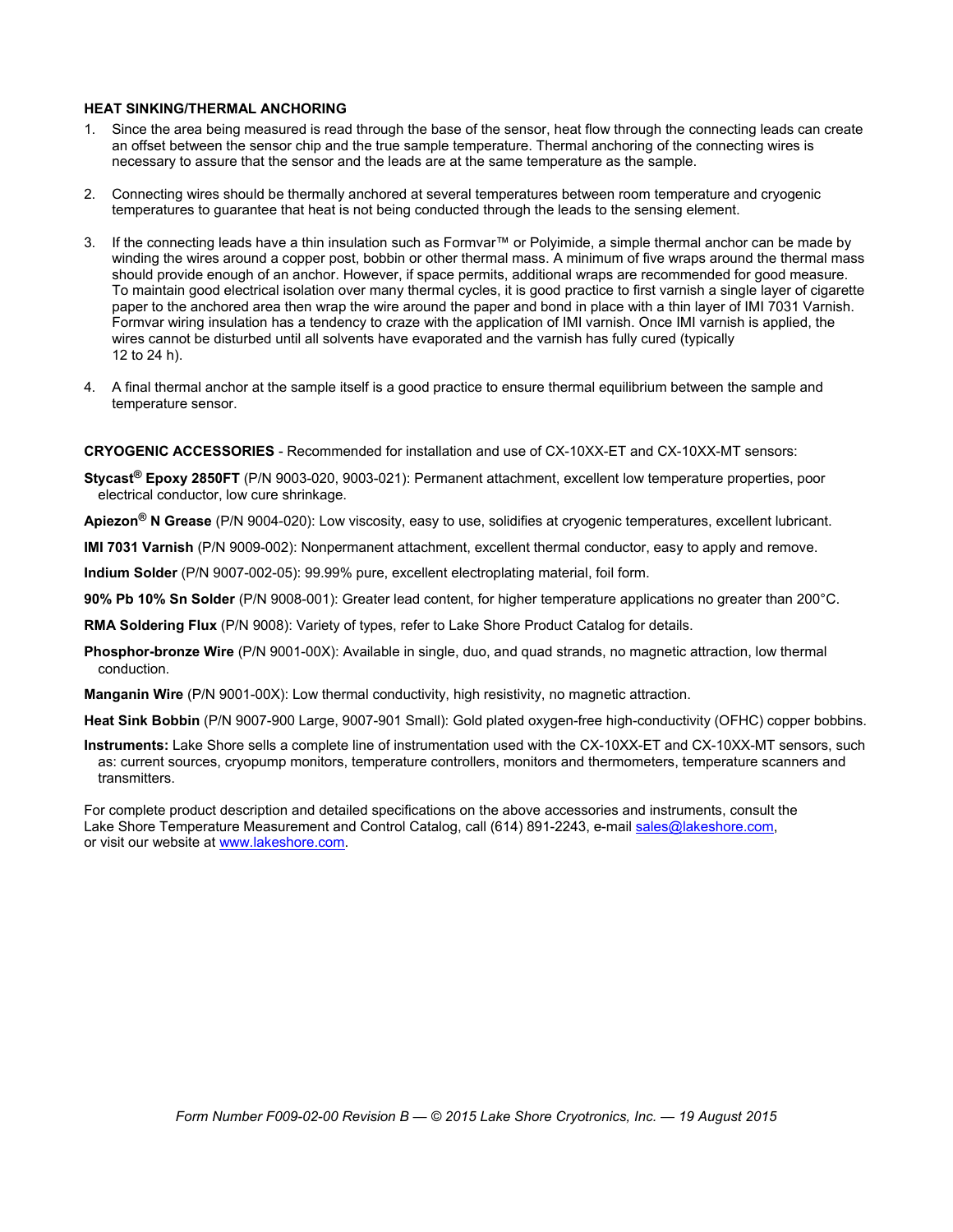## HEAT SINKING/THERMAL ANCHORING

1. Since the area being measured is read through the base of the sensor, heat flow through the connecting leads can create an offset between the sensor chip and the true sample temperature. Thermal anchoring of the connecting wires is necessary to assure that the sensor and the leads are at the same temperature as the sample.

2. Connecting wires should be thermally anchored at several temperatures between room temperature and cryogenic temperatures to guarantee that heat is not being conducted through the leads to the sensing element.

3. If the connecting leads have a thin insulation such as Formvar™ or Polyimide, a simple thermal anchor can be made by winding the wires around a copper post, bobbin or other thermal mass. A minimum of five wraps around the thermal mass should provide enough of an anchor. However, if space permits, additional wraps are recommended for good measure. To maintain good electrical isolation over many thermal cycles, it is good practice to first varnish a single layer of cigarette paper to the anchored area then wrap the wire around the paper and bond in place with a thin layer of IMI 7031 Varnish. Formvar wiring insulation has a tendency to craze with the application of IMI varnish. Once IMI varnish is applied, the wires cannot be disturbed until all solvents have evaporated and the varnish has fully cured (typically 12 to 24 h).

4. A final thermal anchor at the sample itself is a good practice to ensure thermal equilibrium between the sample and temperature sensor.

**CRYOGENIC ACCESSORIES** - Recommended for installation and use of CX-10XX-ET and CX-10XX-MT sensors:

**Stycast® Epoxy 2850FT** (P/N 9003-020, 9003-021): Permanent attachment, excellent low temperature properties, poor electrical conductor, low cure shrinkage.

**Apiezon® N Grease** (P/N 9004-020): Low viscosity, easy to use, solidifies at cryogenic temperatures, excellent lubricant.

**IMI 7031 Varnish** (P/N 9009-002): Nonpermanent attachment, excellent thermal conductor, easy to apply and remove.

**Indium Solder** (P/N 9007-002-05): 99.99% pure, excellent electroplating material, foil form.

**90% Pb 10% Sn Solder** (P/N 9008-001): Greater lead content, for higher temperature applications no greater than 200°C.

**RMA Soldering Flux** (P/N 9008): Variety of types, refer to Lake Shore Product Catalog for details.

**Phosphor-bronze Wire** (P/N 9001-00X): Available in single, duo, and quad strands, no magnetic attraction, low thermal conduction.

**Manganin Wire** (P/N 9001-00X): Low thermal conductivity, high resistivity, no magnetic attraction.

**Heat Sink Bobbin** (P/N 9007-900 Large, 9007-901 Small): Gold plated oxygen-free high-conductivity (OFHC) copper bobbins.

**Instruments:** Lake Shore sells a complete line of instrumentation used with the CX-10XX-ET and CX-10XX-MT sensors, such as: current sources, cryopump monitors, temperature controllers, monitors and thermometers, temperature scanners and transmitters.

For complete product description and detailed specifications on the above accessories and instruments, consult the Lake Shore Temperature Measurement and Control Catalog, call (614) 891-2243, e-mail sales@lakeshore.com, or visit our website at www.lakeshore.com.

*Form Number F009-02-00 Revision B — © 2015 Lake Shore Cryotronics, Inc. — 19 August 2015*